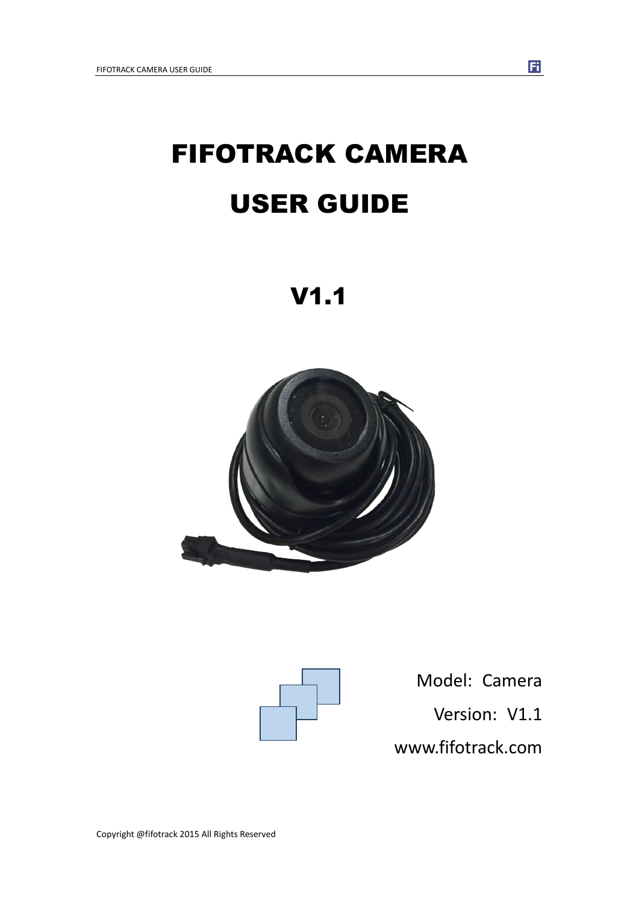# FIFOTRACK CAMERA

# USER GUIDE

# V1.1

Model: Camera

Version: V1.1

www.fifotrack.com

Copyright @fifotrack 2015 All Rights Reserved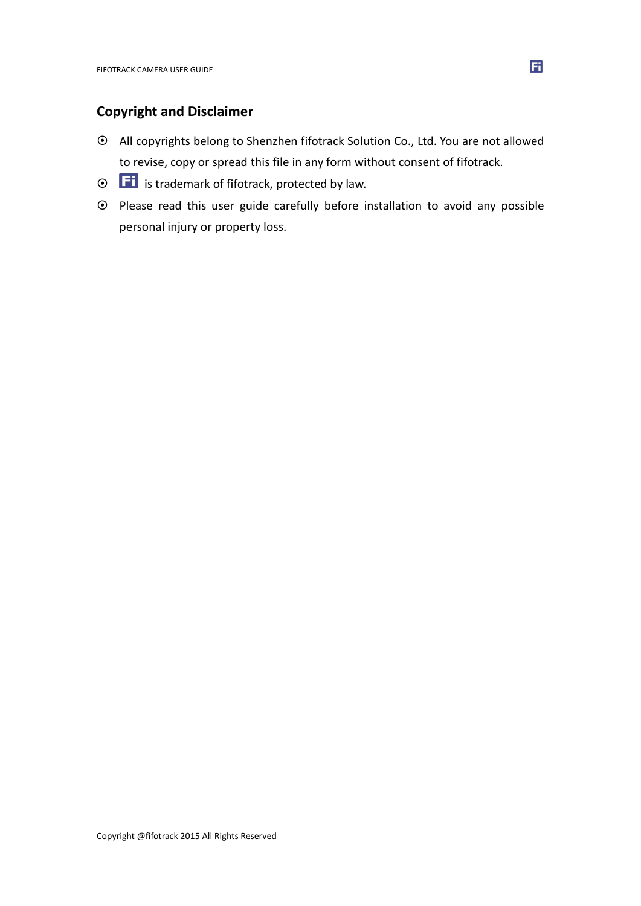## Copyright and Disclaimer

- All copyrights belong to Shenzhen fifotrack Solution Co., Ltd. You are not allowed to revise, copy or spread this file in any form without consent of fifotrack.
- Fi is trademark of fifotrack, protected by law.
- Please read this user guide carefully before installation to avoid any possible personal injury or property loss.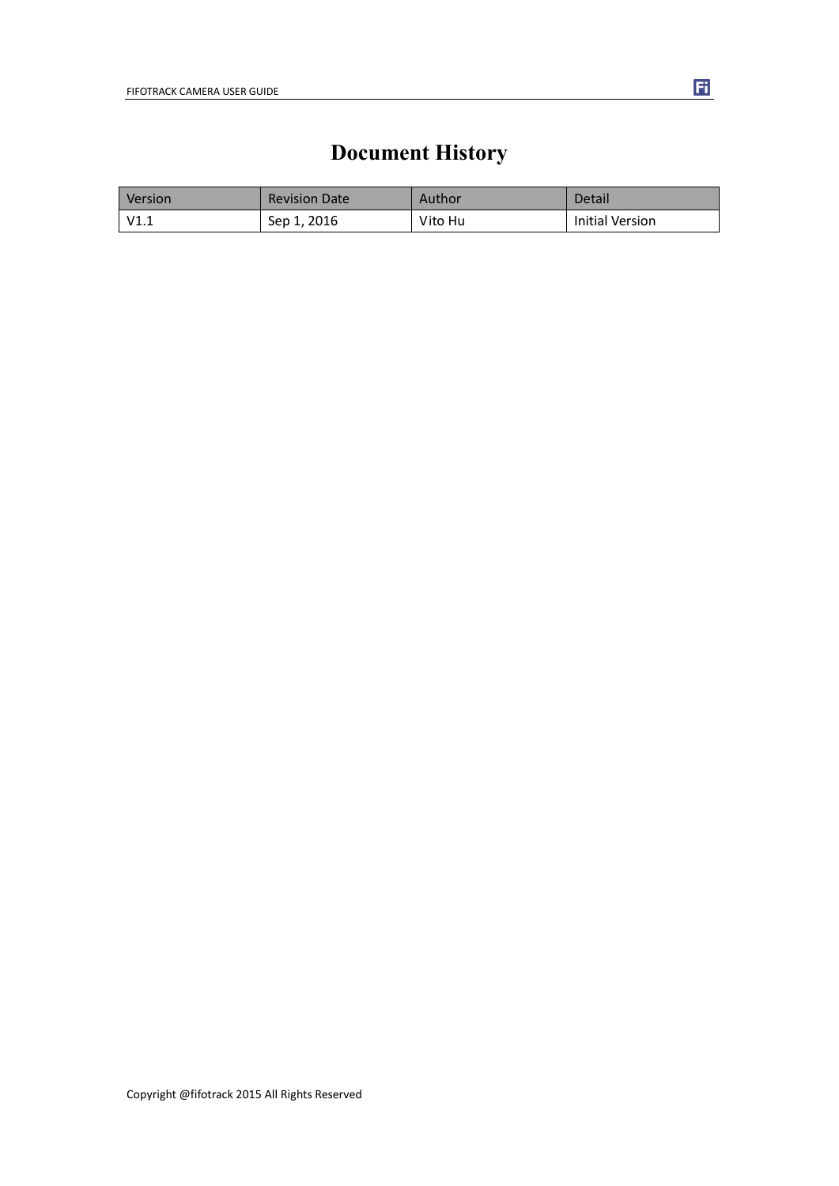# Document History

| Version | Revision Date | Author | Detail |
| --- | --- | --- | --- |
| V1.1 | Sep 1, 2016 | Vito Hu | Initial Version |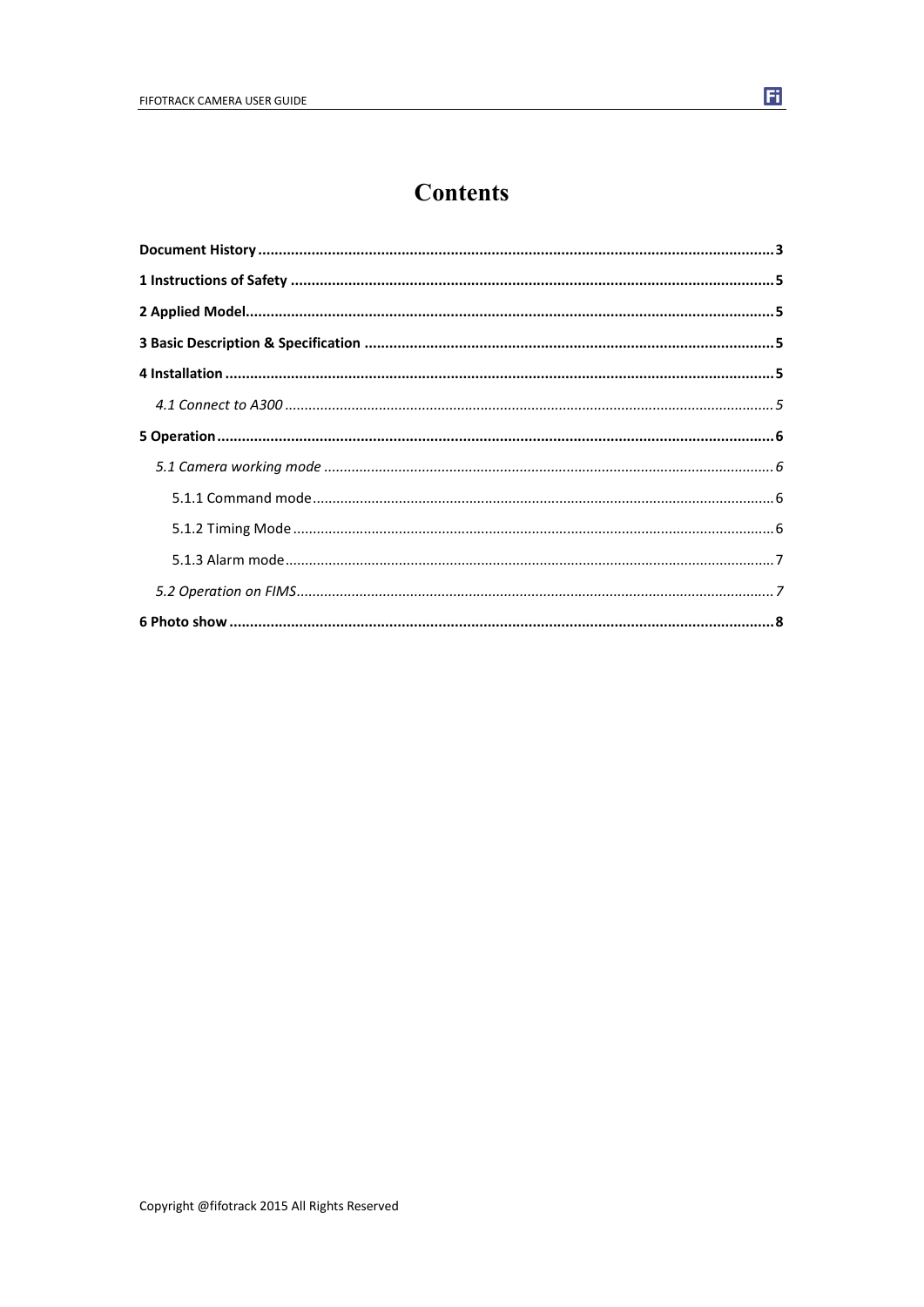# Contents

**Document History** ........ **3**

**1 Instructions of Safety** ........ **5**

**2 Applied Model** ........ **5**

**3 Basic Description & Specification** ........ **5**

**4 Installation** ........ **5**

*4.1 Connect to A300* ........ *5*

**5 Operation** ........ **6**

*5.1 Camera working mode* ........ *6*

5.1.1 Command mode ........ 6

5.1.2 Timing Mode ........ 6

5.1.3 Alarm mode ........ 7

*5.2 Operation on FIMS* ........ *7*

**6 Photo show** ........ **8**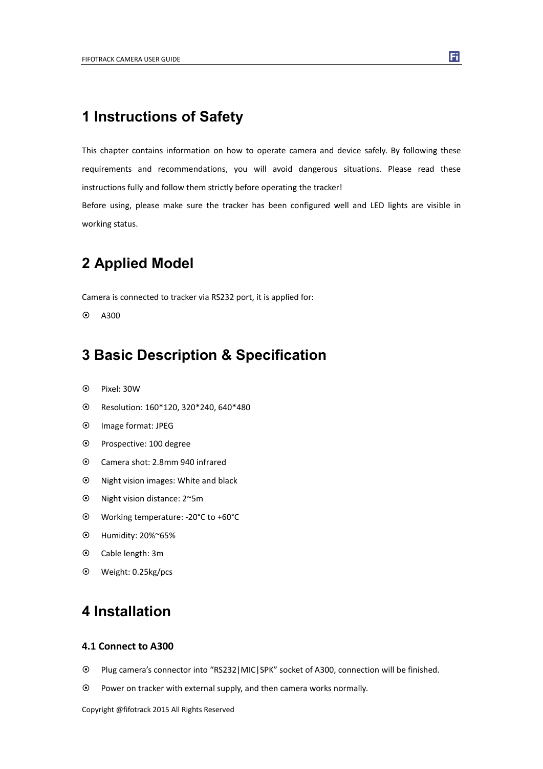# 1 Instructions of Safety

This chapter contains information on how to operate camera and device safely. By following these requirements and recommendations, you will avoid dangerous situations. Please read these instructions fully and follow them strictly before operating the tracker!

Before using, please make sure the tracker has been configured well and LED lights are visible in working status.

# 2 Applied Model

Camera is connected to tracker via RS232 port, it is applied for:

- A300

# 3 Basic Description & Specification

- Pixel: 30W
- Resolution: 160*120, 320*240, 640*480
- Image format: JPEG
- Prospective: 100 degree
- Camera shot: 2.8mm 940 infrared
- Night vision images: White and black
- Night vision distance: 2~5m
- Working temperature: -20°C to +60°C
- Humidity: 20%~65%
- Cable length: 3m
- Weight: 0.25kg/pcs

# 4 Installation

## 4.1 Connect to A300

- Plug camera's connector into "RS232|MIC|SPK" socket of A300, connection will be finished.
- Power on tracker with external supply, and then camera works normally.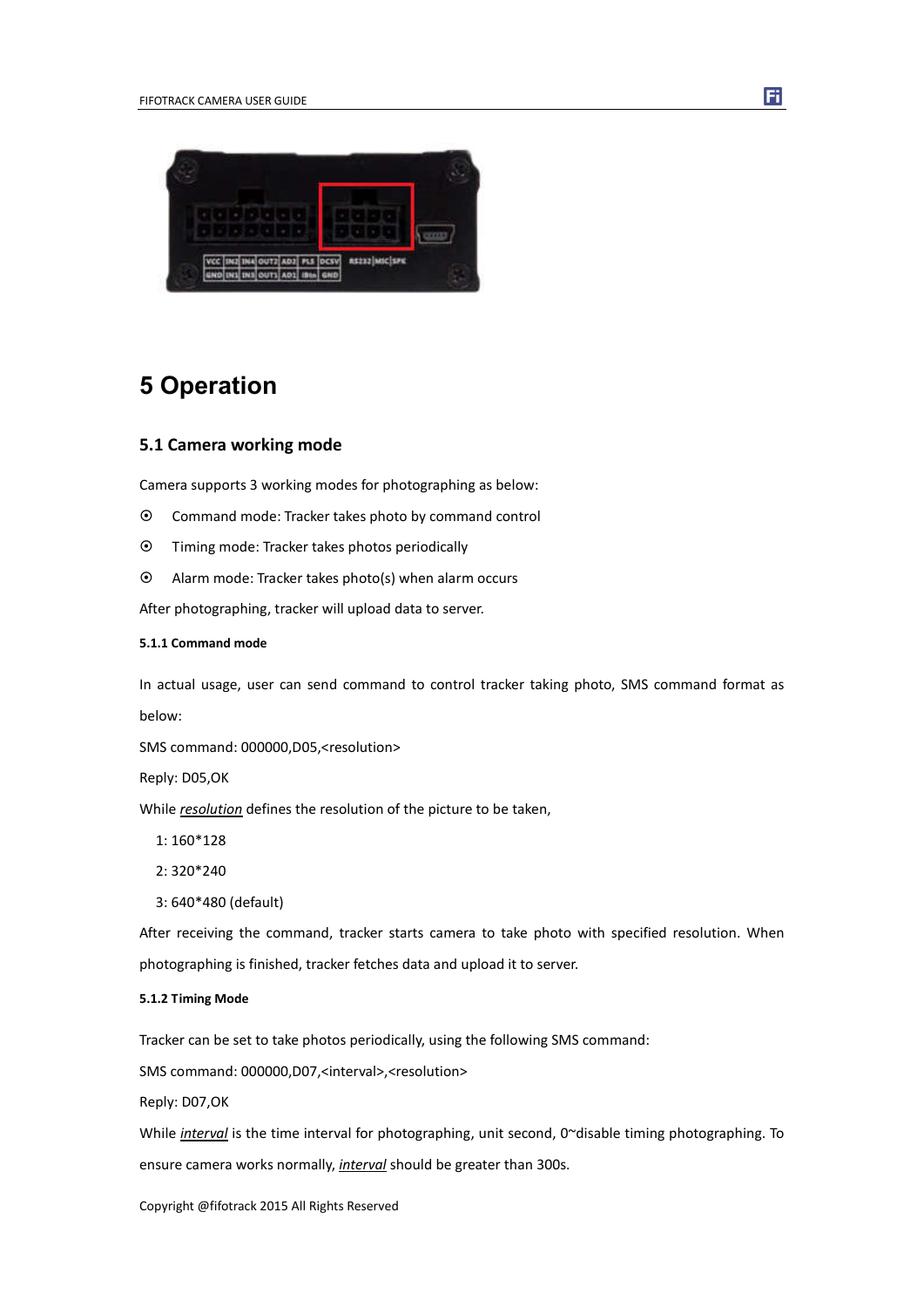# 5 Operation

## 5.1 Camera working mode

Camera supports 3 working modes for photographing as below:

- Command mode: Tracker takes photo by command control
- Timing mode: Tracker takes photos periodically
- Alarm mode: Tracker takes photo(s) when alarm occurs

After photographing, tracker will upload data to server.

### 5.1.1 Command mode

In actual usage, user can send command to control tracker taking photo, SMS command format as below:

SMS command: 000000,D05,<resolution>

Reply: D05,OK

While *resolution* defines the resolution of the picture to be taken,

1: 160*128

2: 320*240

3: 640*480 (default)

After receiving the command, tracker starts camera to take photo with specified resolution. When photographing is finished, tracker fetches data and upload it to server.

### 5.1.2 Timing Mode

Tracker can be set to take photos periodically, using the following SMS command:

SMS command: 000000,D07,<interval>,<resolution>

Reply: D07,OK

While *interval* is the time interval for photographing, unit second, 0~disable timing photographing. To ensure camera works normally, *interval* should be greater than 300s.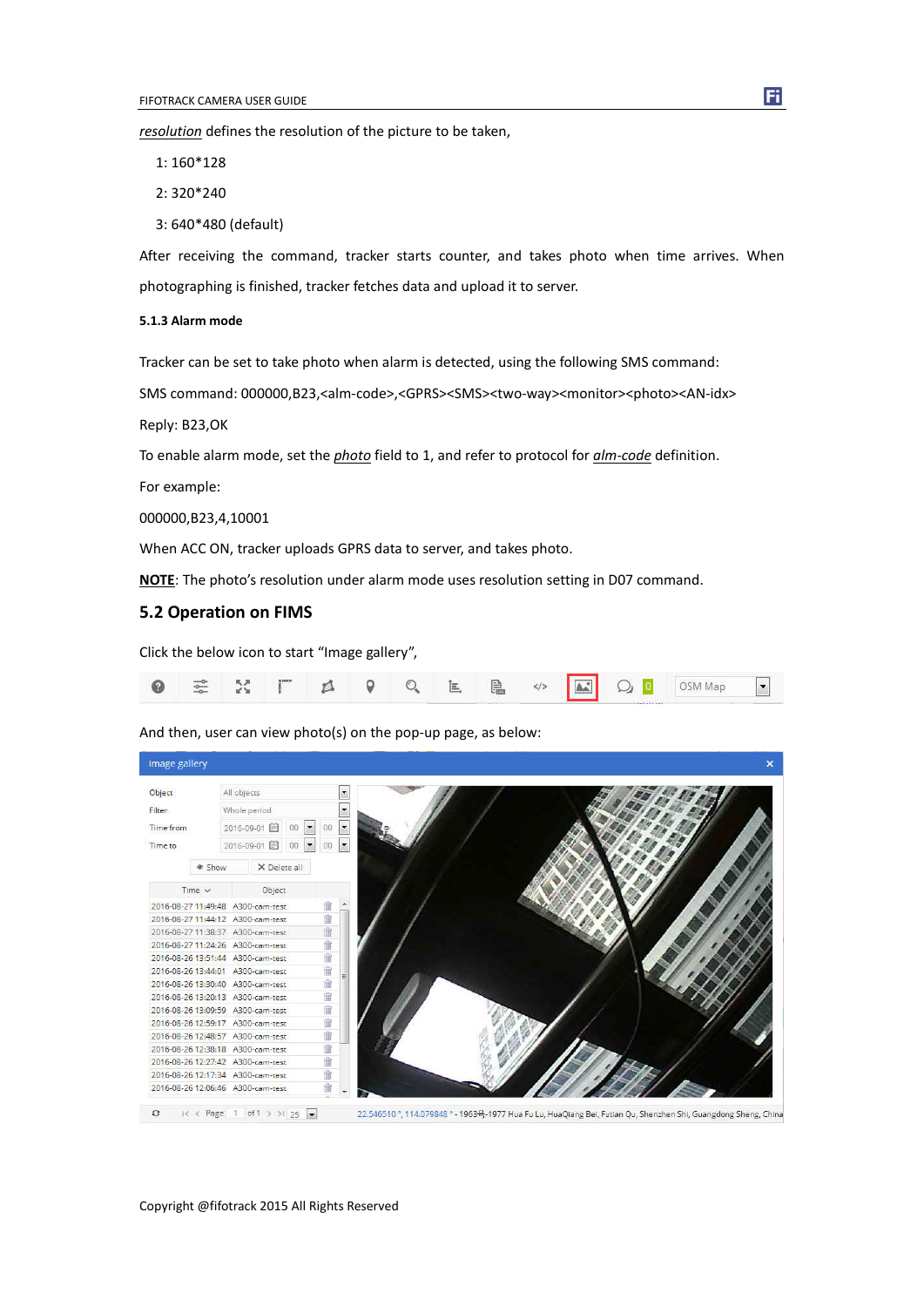*resolution* defines the resolution of the picture to be taken,

1: 160*128

2: 320*240

3: 640*480 (default)

After receiving the command, tracker starts counter, and takes photo when time arrives. When photographing is finished, tracker fetches data and upload it to server.

#### 5.1.3 Alarm mode

Tracker can be set to take photo when alarm is detected, using the following SMS command:

SMS command: 000000,B23,<alm-code>,<GPRS><SMS><two-way><monitor><photo><AN-idx>

Reply: B23,OK

To enable alarm mode, set the *photo* field to 1, and refer to protocol for *alm-code* definition.

For example:

000000,B23,4,10001

When ACC ON, tracker uploads GPRS data to server, and takes photo.

**NOTE**: The photo's resolution under alarm mode uses resolution setting in D07 command.

### 5.2 Operation on FIMS

Click the below icon to start "Image gallery",

And then, user can view photo(s) on the pop-up page, as below: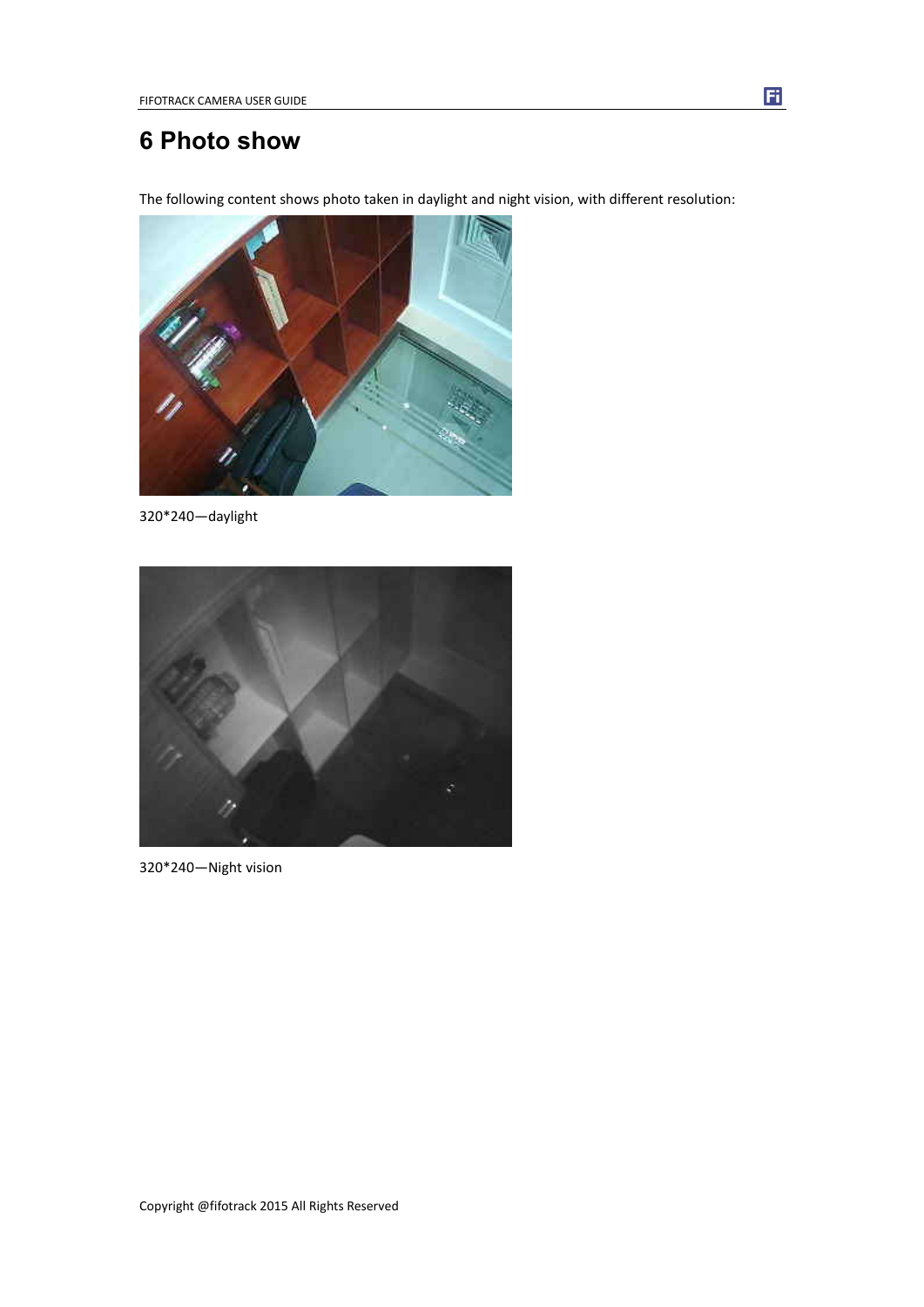# 6 Photo show

The following content shows photo taken in daylight and night vision, with different resolution:

320*240—daylight

320*240—Night vision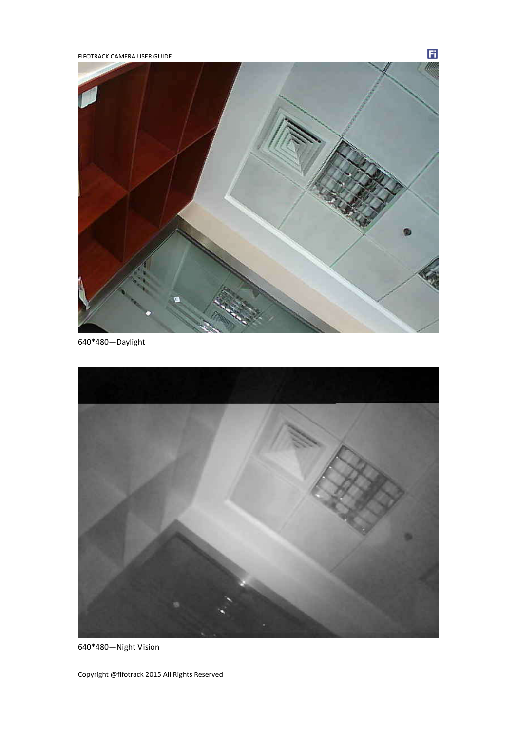640*480—Daylight

640*480—Night Vision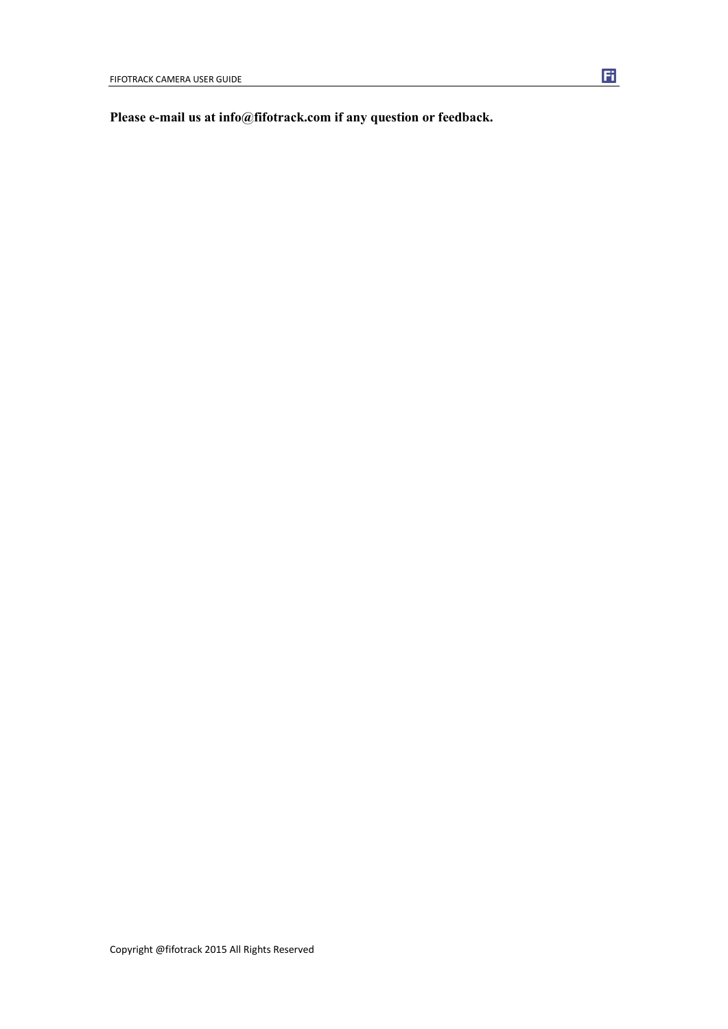**Please e-mail us at info@fifotrack.com if any question or feedback.**